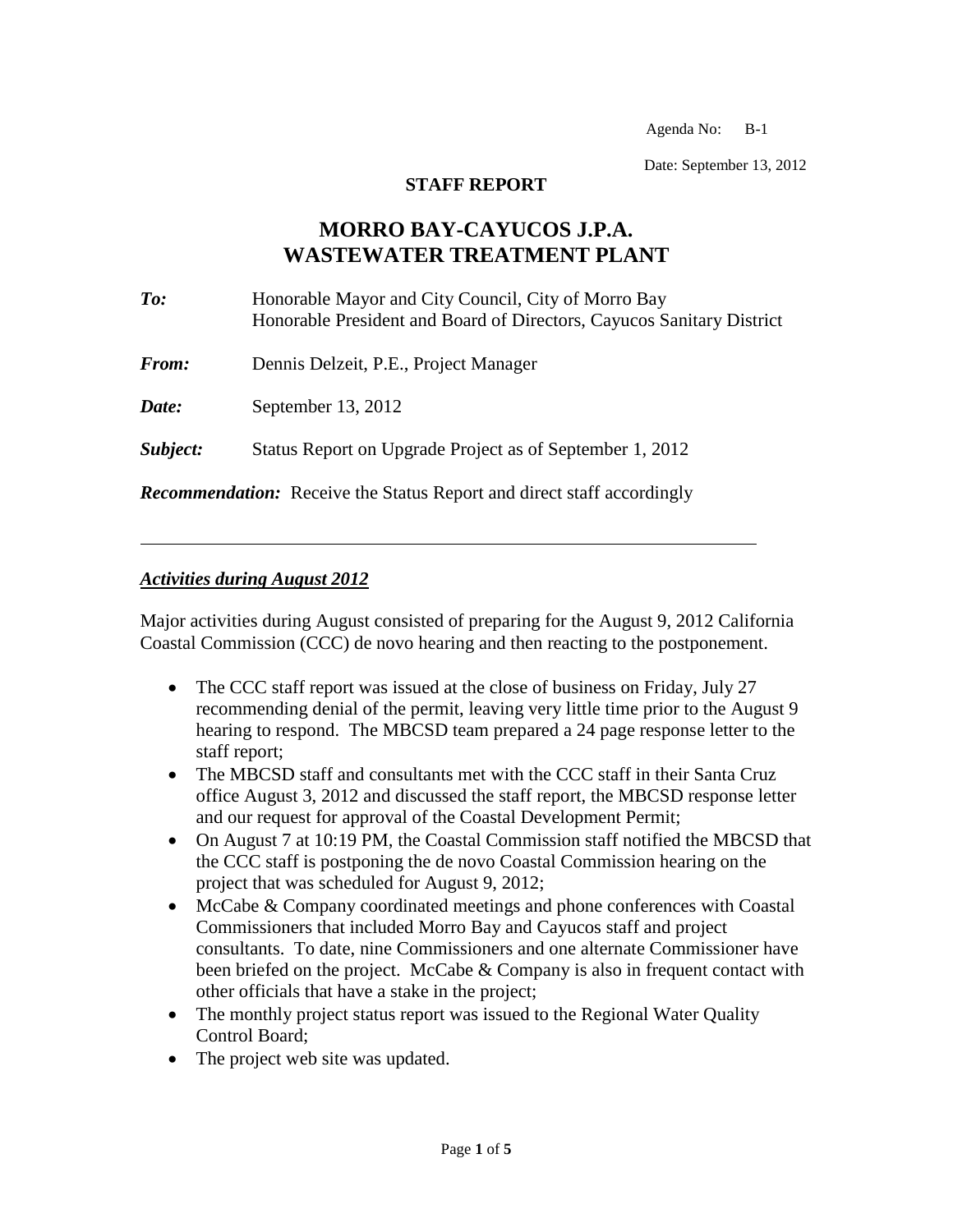Agenda No: B-1

Date: September 13, 2012

**STAFF REPORT**

# MORRO BAY-CAYUCOS J.P.A. WASTEWATER TREATMENT PLANT

***To:*** Honorable Mayor and City Council, City of Morro Bay
Honorable President and Board of Directors, Cayucos Sanitary District

***From:*** Dennis Delzeit, P.E., Project Manager

***Date:*** September 13, 2012

***Subject:*** Status Report on Upgrade Project as of September 1, 2012

***Recommendation:*** Receive the Status Report and direct staff accordingly

---

## *Activities during August 2012*

Major activities during August consisted of preparing for the August 9, 2012 California Coastal Commission (CCC) de novo hearing and then reacting to the postponement.

- The CCC staff report was issued at the close of business on Friday, July 27 recommending denial of the permit, leaving very little time prior to the August 9 hearing to respond. The MBCSD team prepared a 24 page response letter to the staff report;
- The MBCSD staff and consultants met with the CCC staff in their Santa Cruz office August 3, 2012 and discussed the staff report, the MBCSD response letter and our request for approval of the Coastal Development Permit;
- On August 7 at 10:19 PM, the Coastal Commission staff notified the MBCSD that the CCC staff is postponing the de novo Coastal Commission hearing on the project that was scheduled for August 9, 2012;
- McCabe & Company coordinated meetings and phone conferences with Coastal Commissioners that included Morro Bay and Cayucos staff and project consultants. To date, nine Commissioners and one alternate Commissioner have been briefed on the project. McCabe & Company is also in frequent contact with other officials that have a stake in the project;
- The monthly project status report was issued to the Regional Water Quality Control Board;
- The project web site was updated.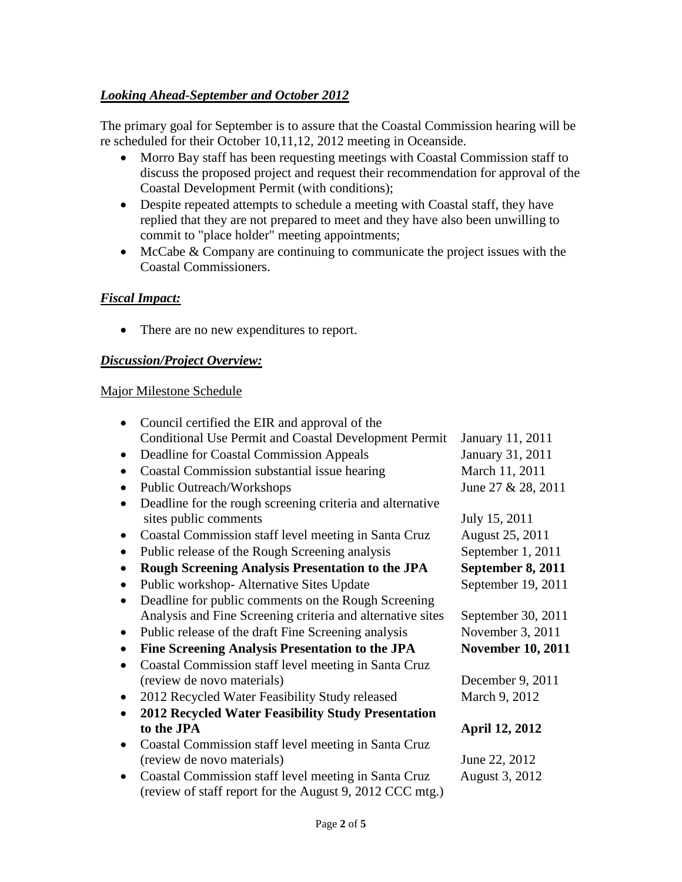***Looking Ahead-September and October 2012***

The primary goal for September is to assure that the Coastal Commission hearing will be re scheduled for their October 10,11,12, 2012 meeting in Oceanside.

- Morro Bay staff has been requesting meetings with Coastal Commission staff to discuss the proposed project and request their recommendation for approval of the Coastal Development Permit (with conditions);
- Despite repeated attempts to schedule a meeting with Coastal staff, they have replied that they are not prepared to meet and they have also been unwilling to commit to "place holder" meeting appointments;
- McCabe & Company are continuing to communicate the project issues with the Coastal Commissioners.

***Fiscal Impact:***

- There are no new expenditures to report.

***Discussion/Project Overview:***

Major Milestone Schedule

- Council certified the EIR and approval of the Conditional Use Permit and Coastal Development Permit — January 11, 2011
- Deadline for Coastal Commission Appeals — January 31, 2011
- Coastal Commission substantial issue hearing — March 11, 2011
- Public Outreach/Workshops — June 27 & 28, 2011
- Deadline for the rough screening criteria and alternative sites public comments — July 15, 2011
- Coastal Commission staff level meeting in Santa Cruz — August 25, 2011
- Public release of the Rough Screening analysis — September 1, 2011
- **Rough Screening Analysis Presentation to the JPA — September 8, 2011**
- Public workshop- Alternative Sites Update — September 19, 2011
- Deadline for public comments on the Rough Screening Analysis and Fine Screening criteria and alternative sites — September 30, 2011
- Public release of the draft Fine Screening analysis — November 3, 2011
- **Fine Screening Analysis Presentation to the JPA — November 10, 2011**
- Coastal Commission staff level meeting in Santa Cruz (review de novo materials) — December 9, 2011
- 2012 Recycled Water Feasibility Study released — March 9, 2012
- **2012 Recycled Water Feasibility Study Presentation to the JPA — April 12, 2012**
- Coastal Commission staff level meeting in Santa Cruz (review de novo materials) — June 22, 2012
- Coastal Commission staff level meeting in Santa Cruz (review of staff report for the August 9, 2012 CCC mtg.) — August 3, 2012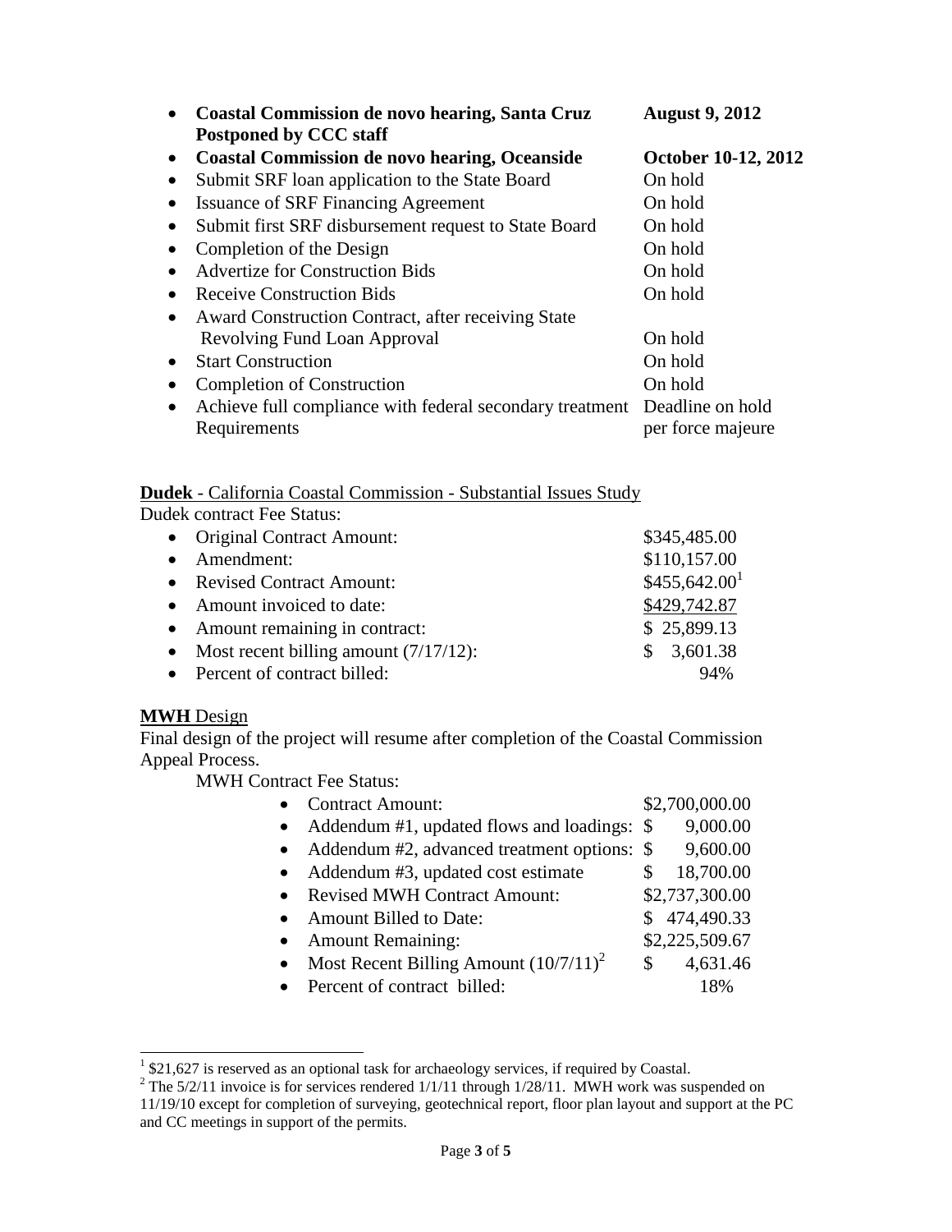- **Coastal Commission de novo hearing, Santa Cruz** **August 9, 2012**
  **Postponed by CCC staff**
- **Coastal Commission de novo hearing, Oceanside** **October 10-12, 2012**
- Submit SRF loan application to the State Board On hold
- Issuance of SRF Financing Agreement On hold
- Submit first SRF disbursement request to State Board On hold
- Completion of the Design On hold
- Advertize for Construction Bids On hold
- Receive Construction Bids On hold
- Award Construction Contract, after receiving State Revolving Fund Loan Approval On hold
- Start Construction On hold
- Completion of Construction On hold
- Achieve full compliance with federal secondary treatment Requirements Deadline on hold per force majeure

**Dudek** - California Coastal Commission - Substantial Issues Study

Dudek contract Fee Status:

- Original Contract Amount: $345,485.00
- Amendment: $110,157.00
- Revised Contract Amount: $455,642.00[1]
- Amount invoiced to date: $429,742.87
- Amount remaining in contract: $ 25,899.13
- Most recent billing amount (7/17/12): $ 3,601.38
- Percent of contract billed: 94%

**MWH** Design

Final design of the project will resume after completion of the Coastal Commission Appeal Process.

MWH Contract Fee Status:

- Contract Amount: $2,700,000.00
- Addendum #1, updated flows and loadings: $ 9,000.00
- Addendum #2, advanced treatment options: $ 9,600.00
- Addendum #3, updated cost estimate $ 18,700.00
- Revised MWH Contract Amount: $2,737,300.00
- Amount Billed to Date: $ 474,490.33
- Amount Remaining: $2,225,509.67
- Most Recent Billing Amount (10/7/11)[2] $ 4,631.46
- Percent of contract billed: 18%

[1] $21,627 is reserved as an optional task for archaeology services, if required by Coastal.

[2] The 5/2/11 invoice is for services rendered 1/1/11 through 1/28/11. MWH work was suspended on 11/19/10 except for completion of surveying, geotechnical report, floor plan layout and support at the PC and CC meetings in support of the permits.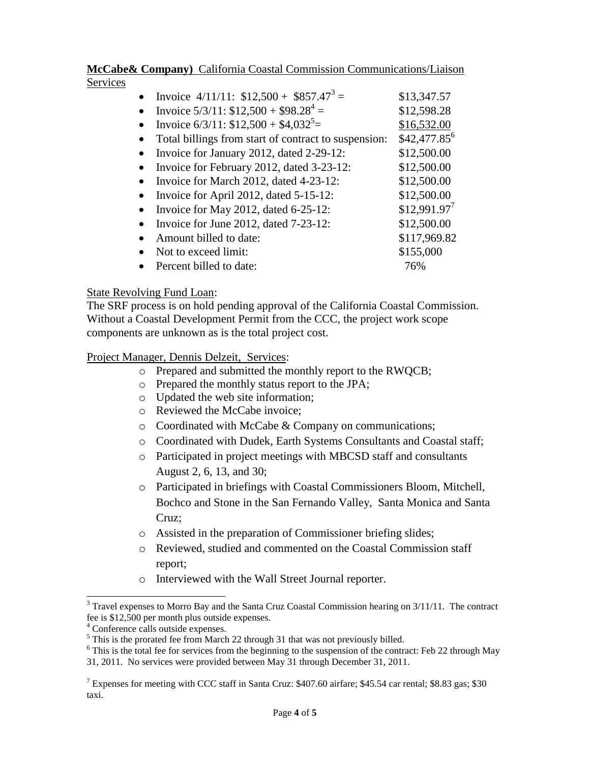**McCabe& Company)** California Coastal Commission Communications/Liaison Services

- Invoice 4/11/11: $12,500 + $857.47[3] = $13,347.57
- Invoice 5/3/11: $12,500 + $98.28[4] = $12,598.28
- Invoice 6/3/11: $12,500 + $4,032[5]= $16,532.00
- Total billings from start of contract to suspension: $42,477.85[6]
- Invoice for January 2012, dated 2-29-12: $12,500.00
- Invoice for February 2012, dated 3-23-12: $12,500.00
- Invoice for March 2012, dated 4-23-12: $12,500.00
- Invoice for April 2012, dated 5-15-12: $12,500.00
- Invoice for May 2012, dated 6-25-12: $12,991.97[7]
- Invoice for June 2012, dated 7-23-12: $12,500.00
- Amount billed to date: $117,969.82
- Not to exceed limit: $155,000
- Percent billed to date: 76%

State Revolving Fund Loan:

The SRF process is on hold pending approval of the California Coastal Commission. Without a Coastal Development Permit from the CCC, the project work scope components are unknown as is the total project cost.

Project Manager, Dennis Delzeit, Services:

- Prepared and submitted the monthly report to the RWQCB;
- Prepared the monthly status report to the JPA;
- Updated the web site information;
- Reviewed the McCabe invoice;
- Coordinated with McCabe & Company on communications;
- Coordinated with Dudek, Earth Systems Consultants and Coastal staff;
- Participated in project meetings with MBCSD staff and consultants August 2, 6, 13, and 30;
- Participated in briefings with Coastal Commissioners Bloom, Mitchell, Bochco and Stone in the San Fernando Valley, Santa Monica and Santa Cruz;
- Assisted in the preparation of Commissioner briefing slides;
- Reviewed, studied and commented on the Coastal Commission staff report;
- Interviewed with the Wall Street Journal reporter.

---

[3] Travel expenses to Morro Bay and the Santa Cruz Coastal Commission hearing on 3/11/11. The contract fee is $12,500 per month plus outside expenses.

[4] Conference calls outside expenses.

[5] This is the prorated fee from March 22 through 31 that was not previously billed.

[6] This is the total fee for services from the beginning to the suspension of the contract: Feb 22 through May 31, 2011. No services were provided between May 31 through December 31, 2011.

[7] Expenses for meeting with CCC staff in Santa Cruz: $407.60 airfare; $45.54 car rental; $8.83 gas; $30 taxi.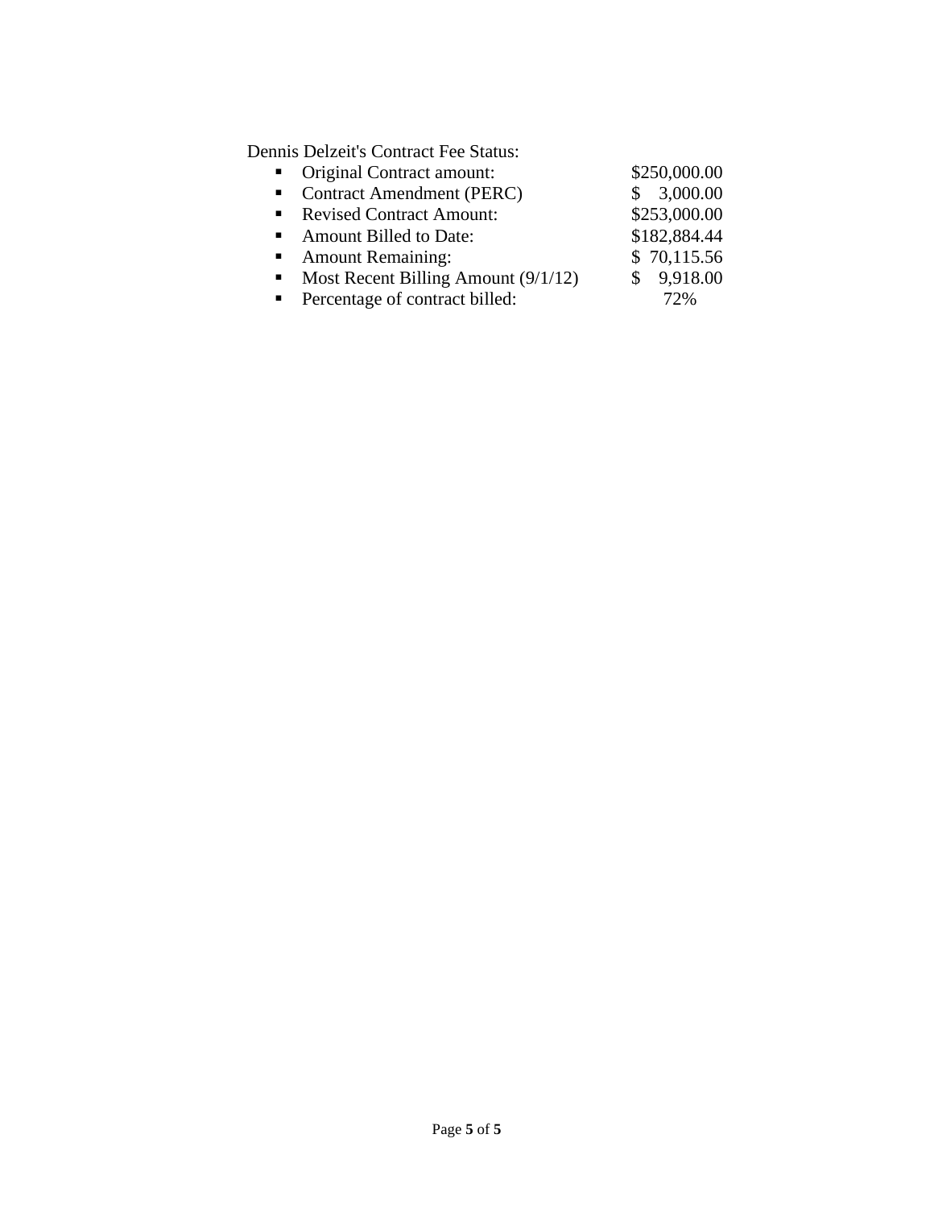Dennis Delzeit's Contract Fee Status:

- Original Contract amount: $250,000.00
- Contract Amendment (PERC) $ 3,000.00
- Revised Contract Amount: $253,000.00
- Amount Billed to Date: $182,884.44
- Amount Remaining: $ 70,115.56
- Most Recent Billing Amount (9/1/12) $ 9,918.00
- Percentage of contract billed: 72%